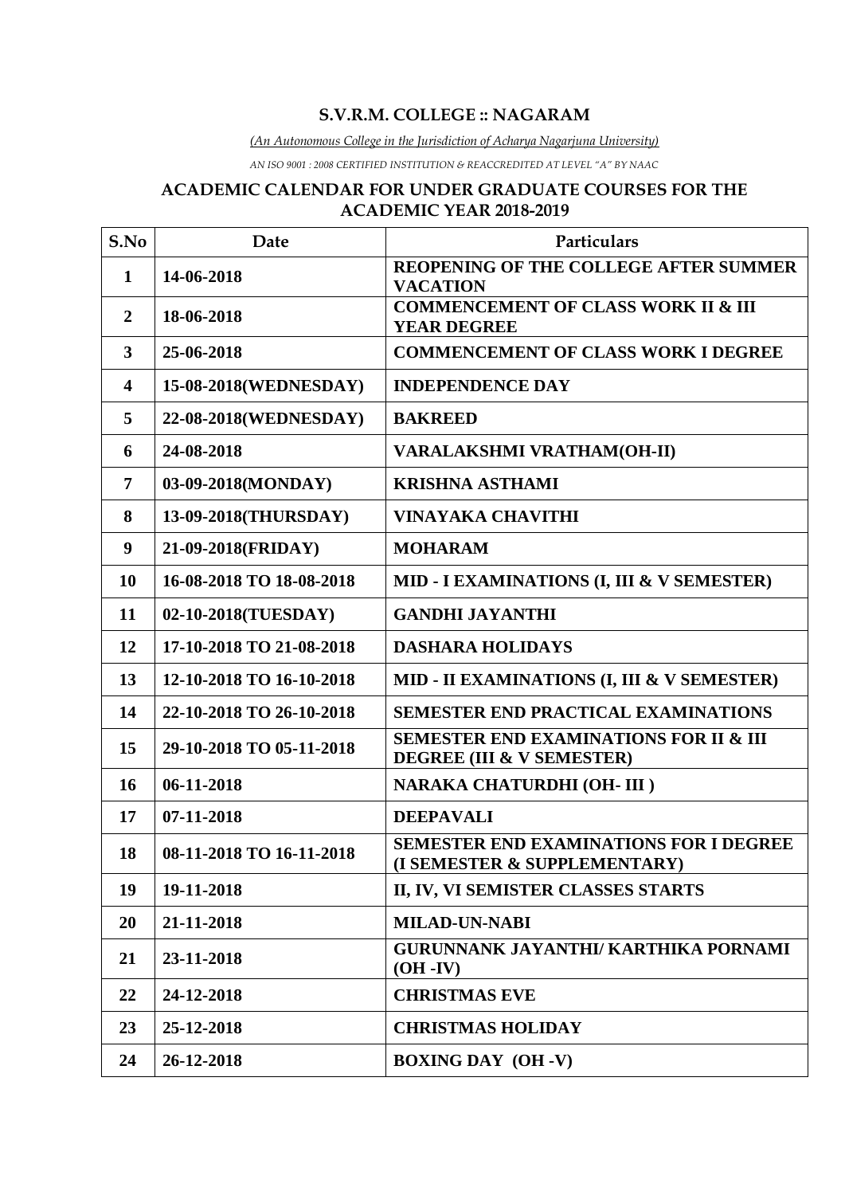# S.V.R.M. COLLEGE :: NAGARAM

*(An Autonomous College in the Jurisdiction of Acharya Nagarjuna University)*

*AN ISO 9001 : 2008 CERTIFIED INSTITUTION & REACCREDITED AT LEVEL "A" BY NAAC*

## ACADEMIC CALENDAR FOR UNDER GRADUATE COURSES FOR THE ACADEMIC YEAR 2018-2019

| S.No | Date | Particulars |
|---|---|---|
| 1 | 14-06-2018 | REOPENING OF THE COLLEGE AFTER SUMMER VACATION |
| 2 | 18-06-2018 | COMMENCEMENT OF CLASS WORK II & III YEAR DEGREE |
| 3 | 25-06-2018 | COMMENCEMENT OF CLASS WORK I DEGREE |
| 4 | 15-08-2018(WEDNESDAY) | INDEPENDENCE DAY |
| 5 | 22-08-2018(WEDNESDAY) | BAKREED |
| 6 | 24-08-2018 | VARALAKSHMI VRATHAM(OH-II) |
| 7 | 03-09-2018(MONDAY) | KRISHNA ASTHAMI |
| 8 | 13-09-2018(THURSDAY) | VINAYAKA CHAVITHI |
| 9 | 21-09-2018(FRIDAY) | MOHARAM |
| 10 | 16-08-2018 TO 18-08-2018 | MID - I EXAMINATIONS (I, III & V SEMESTER) |
| 11 | 02-10-2018(TUESDAY) | GANDHI JAYANTHI |
| 12 | 17-10-2018 TO 21-08-2018 | DASHARA HOLIDAYS |
| 13 | 12-10-2018 TO 16-10-2018 | MID - II EXAMINATIONS (I, III & V SEMESTER) |
| 14 | 22-10-2018 TO 26-10-2018 | SEMESTER END PRACTICAL EXAMINATIONS |
| 15 | 29-10-2018 TO 05-11-2018 | SEMESTER END EXAMINATIONS FOR II & III DEGREE (III & V SEMESTER) |
| 16 | 06-11-2018 | NARAKA CHATURDHI (OH- III ) |
| 17 | 07-11-2018 | DEEPAVALI |
| 18 | 08-11-2018 TO 16-11-2018 | SEMESTER END EXAMINATIONS FOR I DEGREE (I SEMESTER & SUPPLEMENTARY) |
| 19 | 19-11-2018 | II, IV, VI SEMISTER CLASSES STARTS |
| 20 | 21-11-2018 | MILAD-UN-NABI |
| 21 | 23-11-2018 | GURUNNANK JAYANTHI/ KARTHIKA PORNAMI (OH -IV) |
| 22 | 24-12-2018 | CHRISTMAS EVE |
| 23 | 25-12-2018 | CHRISTMAS HOLIDAY |
| 24 | 26-12-2018 | BOXING DAY (OH -V) |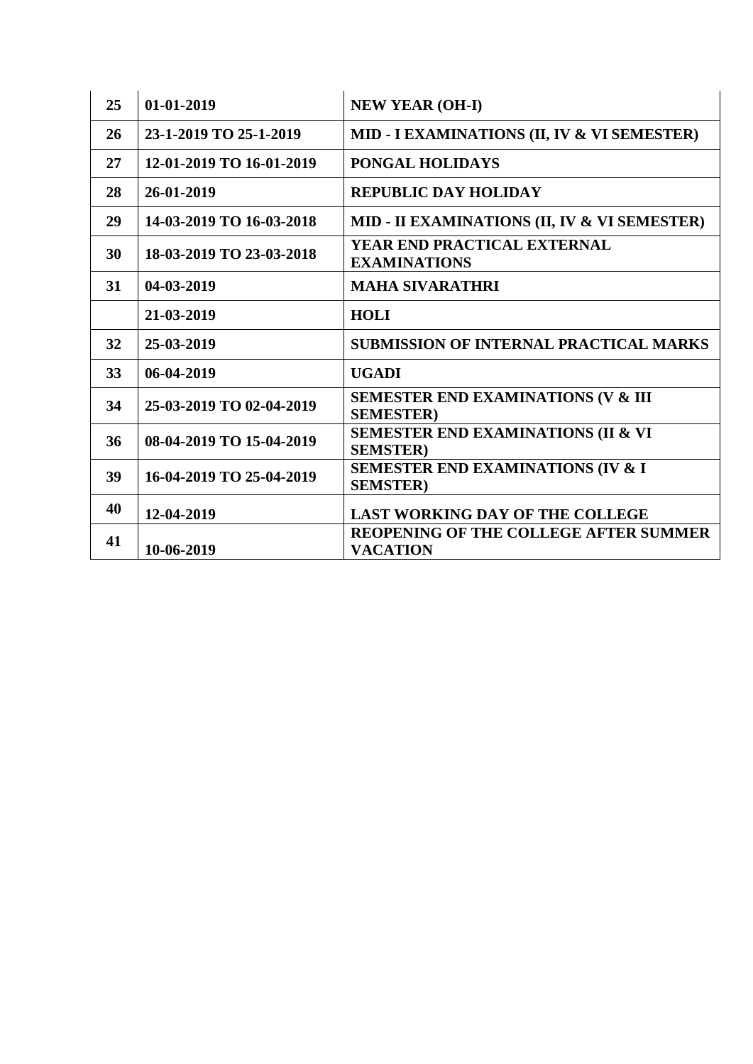| 25 | 01-01-2019 | NEW YEAR (OH-I) |
|---|---|---|
| 26 | 23-1-2019 TO 25-1-2019 | MID - I EXAMINATIONS (II, IV & VI SEMESTER) |
| 27 | 12-01-2019 TO 16-01-2019 | PONGAL HOLIDAYS |
| 28 | 26-01-2019 | REPUBLIC DAY HOLIDAY |
| 29 | 14-03-2019 TO 16-03-2018 | MID - II EXAMINATIONS (II, IV & VI SEMESTER) |
| 30 | 18-03-2019 TO 23-03-2018 | YEAR END PRACTICAL EXTERNAL EXAMINATIONS |
| 31 | 04-03-2019 | MAHA SIVARATHRI |
| | 21-03-2019 | HOLI |
| 32 | 25-03-2019 | SUBMISSION OF INTERNAL PRACTICAL MARKS |
| 33 | 06-04-2019 | UGADI |
| 34 | 25-03-2019 TO 02-04-2019 | SEMESTER END EXAMINATIONS (V & III SEMESTER) |
| 36 | 08-04-2019 TO 15-04-2019 | SEMESTER END EXAMINATIONS (II & VI SEMSTER) |
| 39 | 16-04-2019 TO 25-04-2019 | SEMESTER END EXAMINATIONS (IV & I SEMSTER) |
| 40 | 12-04-2019 | LAST WORKING DAY OF THE COLLEGE |
| 41 | 10-06-2019 | REOPENING OF THE COLLEGE AFTER SUMMER VACATION |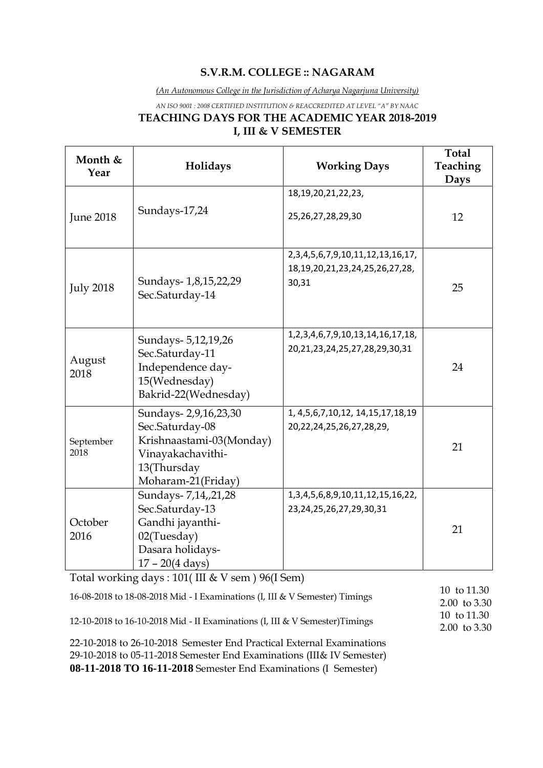**S.V.R.M. COLLEGE :: NAGARAM**

*(An Autonomous College in the Jurisdiction of Acharya Nagarjuna University)*

*AN ISO 9001 : 2008 CERTIFIED INSTITUTION & REACCREDITED AT LEVEL "A" BY NAAC*

**TEACHING DAYS FOR THE ACADEMIC YEAR 2018-2019**
**I, III & V SEMESTER**

| Month & Year | Holidays | Working Days | Total Teaching Days |
|---|---|---|---|
| June 2018 | Sundays-17,24 | 18,19,20,21,22,23, 25,26,27,28,29,30 | 12 |
| July 2018 | Sundays- 1,8,15,22,29<br>Sec.Saturday-14 | 2,3,4,5,6,7,9,10,11,12,13,16,17, 18,19,20,21,23,24,25,26,27,28, 30,31 | 25 |
| August 2018 | Sundays- 5,12,19,26<br>Sec.Saturday-11<br>Independence day-15(Wednesday)<br>Bakrid-22(Wednesday) | 1,2,3,4,6,7,9,10,13,14,16,17,18, 20,21,23,24,25,27,28,29,30,31 | 24 |
| September 2018 | Sundays- 2,9,16,23,30<br>Sec.Saturday-08<br>Krishnaastami-03(Monday)<br>Vinayakachavithi-13(Thursday<br>Moharam-21(Friday) | 1, 4,5,6,7,10,12, 14,15,17,18,19 20,22,24,25,26,27,28,29, | 21 |
| October 2016 | Sundays- 7,14,,21,28<br>Sec.Saturday-13<br>Gandhi jayanthi-02(Tuesday)<br>Dasara holidays-17 – 20(4 days) | 1,3,4,5,6,8,9,10,11,12,15,16,22, 23,24,25,26,27,29,30,31 | 21 |

Total working days : 101( III & V sem ) 96(I Sem)

16-08-2018 to 18-08-2018 Mid - I Examinations (I, III & V Semester) Timings 10 to 11.30, 2.00 to 3.30

12-10-2018 to 16-10-2018 Mid - II Examinations (I, III & V Semester)Timings 10 to 11.30, 2.00 to 3.30

22-10-2018 to 26-10-2018 Semester End Practical External Examinations
29-10-2018 to 05-11-2018 Semester End Examinations (III& IV Semester)
**08-11-2018 TO 16-11-2018** Semester End Examinations (I Semester)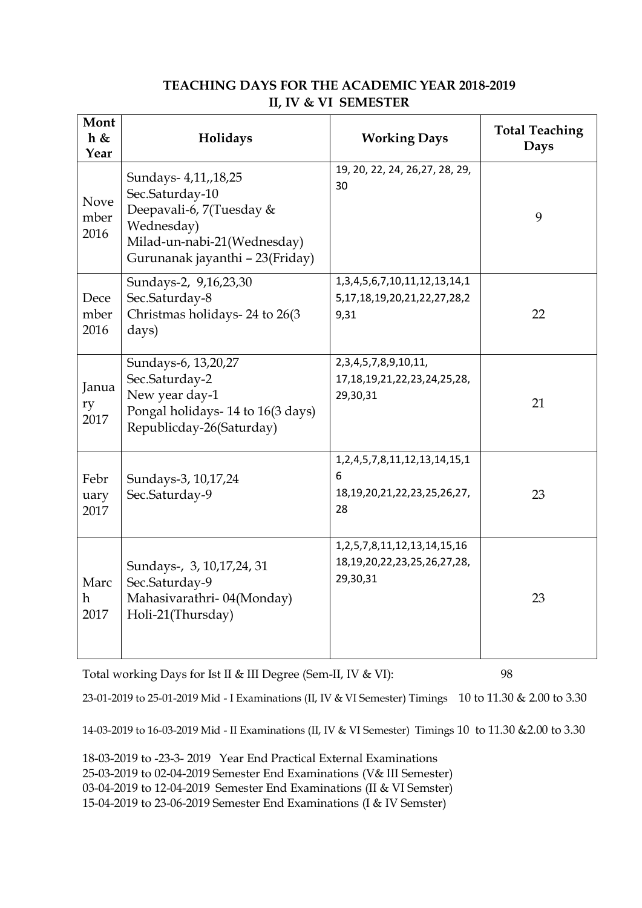**TEACHING DAYS FOR THE ACADEMIC YEAR 2018-2019**
**II, IV & VI SEMESTER**

| Month & Year | Holidays | Working Days | Total Teaching Days |
|---|---|---|---|
| November 2016 | Sundays- 4,11,,18,25<br>Sec.Saturday-10<br>Deepavali-6, 7(Tuesday & Wednesday)<br>Milad-un-nabi-21(Wednesday)<br>Gurunanak jayanthi – 23(Friday) | 19, 20, 22, 24, 26,27, 28, 29, 30 | 9 |
| December 2016 | Sundays-2, 9,16,23,30<br>Sec.Saturday-8<br>Christmas holidays- 24 to 26(3 days) | 1,3,4,5,6,7,10,11,12,13,14,15,17,18,19,20,21,22,27,28,29,31 | 22 |
| January 2017 | Sundays-6, 13,20,27<br>Sec.Saturday-2<br>New year day-1<br>Pongal holidays- 14 to 16(3 days)<br>Republicday-26(Saturday) | 2,3,4,5,7,8,9,10,11, 17,18,19,21,22,23,24,25,28, 29,30,31 | 21 |
| February 2017 | Sundays-3, 10,17,24<br>Sec.Saturday-9 | 1,2,4,5,7,8,11,12,13,14,15,16 18,19,20,21,22,23,25,26,27, 28 | 23 |
| March 2017 | Sundays-, 3, 10,17,24, 31<br>Sec.Saturday-9<br>Mahasivarathri- 04(Monday)<br>Holi-21(Thursday) | 1,2,5,7,8,11,12,13,14,15,16 18,19,20,22,23,25,26,27,28, 29,30,31 | 23 |

Total working Days for Ist II & III Degree (Sem-II, IV & VI): 98

23-01-2019 to 25-01-2019 Mid - I Examinations (II, IV & VI Semester) Timings 10 to 11.30 & 2.00 to 3.30

14-03-2019 to 16-03-2019 Mid - II Examinations (II, IV & VI Semester) Timings 10 to 11.30 &2.00 to 3.30

18-03-2019 to -23-3- 2019 Year End Practical External Examinations
25-03-2019 to 02-04-2019 Semester End Examinations (V& III Semester)
03-04-2019 to 12-04-2019 Semester End Examinations (II & VI Semster)
15-04-2019 to 23-06-2019 Semester End Examinations (I & IV Semster)